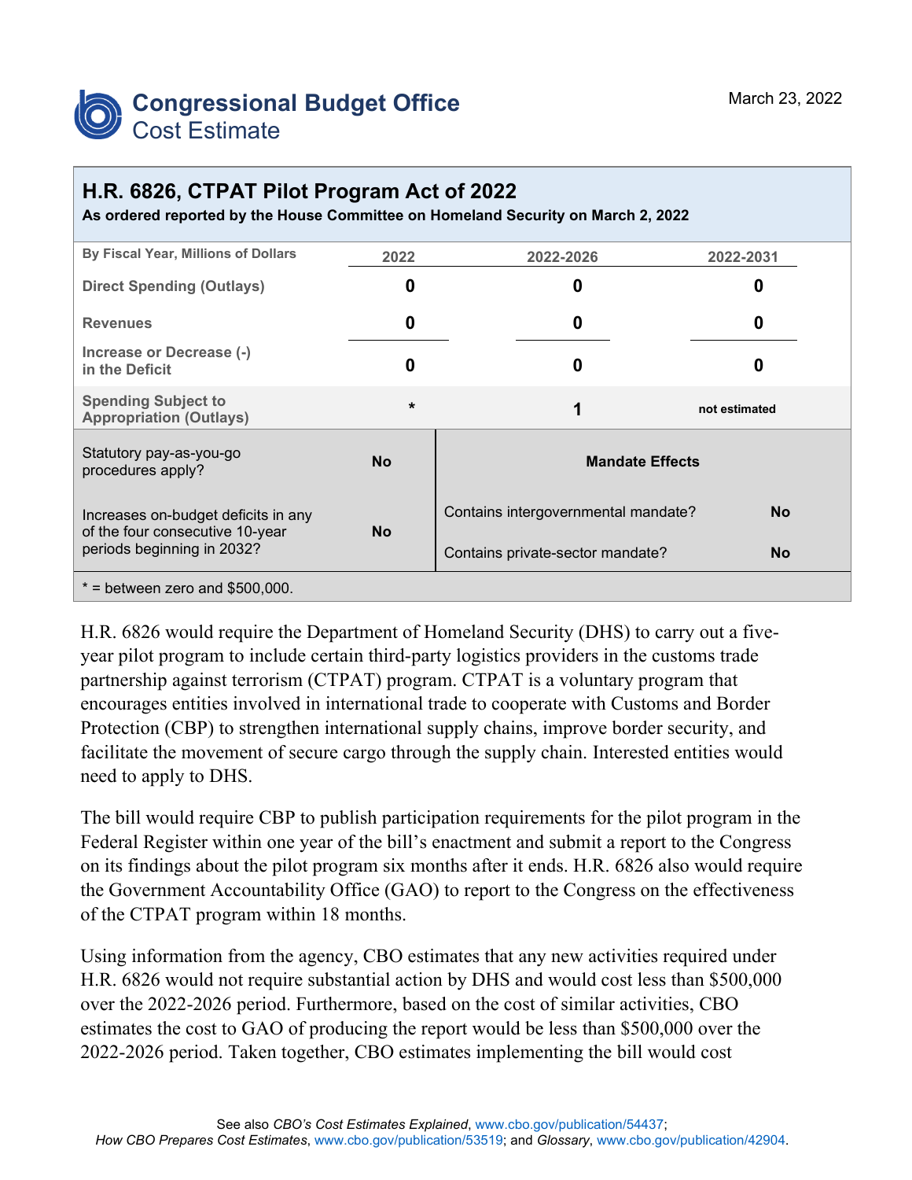# Congressional Budget Office
## Cost Estimate

March 23, 2022

## H.R. 6826, CTPAT Pilot Program Act of 2022

**As ordered reported by the House Committee on Homeland Security on March 2, 2022**

| By Fiscal Year, Millions of Dollars | 2022 | 2022-2026 | 2022-2031 |
|---|---|---|---|
| Direct Spending (Outlays) | 0 | 0 | 0 |
| Revenues | 0 | 0 | 0 |
| Increase or Decrease (-) in the Deficit | 0 | 0 | 0 |
| Spending Subject to Appropriation (Outlays) | * | 1 | not estimated |

| | | Mandate Effects | |
|---|---|---|---|
| Statutory pay-as-you-go procedures apply? | No | Contains intergovernmental mandate? | No |
| Increases on-budget deficits in any of the four consecutive 10-year periods beginning in 2032? | No | Contains private-sector mandate? | No |

* = between zero and $500,000.

H.R. 6826 would require the Department of Homeland Security (DHS) to carry out a five-year pilot program to include certain third-party logistics providers in the customs trade partnership against terrorism (CTPAT) program. CTPAT is a voluntary program that encourages entities involved in international trade to cooperate with Customs and Border Protection (CBP) to strengthen international supply chains, improve border security, and facilitate the movement of secure cargo through the supply chain. Interested entities would need to apply to DHS.

The bill would require CBP to publish participation requirements for the pilot program in the Federal Register within one year of the bill's enactment and submit a report to the Congress on its findings about the pilot program six months after it ends. H.R. 6826 also would require the Government Accountability Office (GAO) to report to the Congress on the effectiveness of the CTPAT program within 18 months.

Using information from the agency, CBO estimates that any new activities required under H.R. 6826 would not require substantial action by DHS and would cost less than $500,000 over the 2022-2026 period. Furthermore, based on the cost of similar activities, CBO estimates the cost to GAO of producing the report would be less than $500,000 over the 2022-2026 period. Taken together, CBO estimates implementing the bill would cost

See also *CBO's Cost Estimates Explained*, www.cbo.gov/publication/54437; *How CBO Prepares Cost Estimates*, www.cbo.gov/publication/53519; and *Glossary*, www.cbo.gov/publication/42904.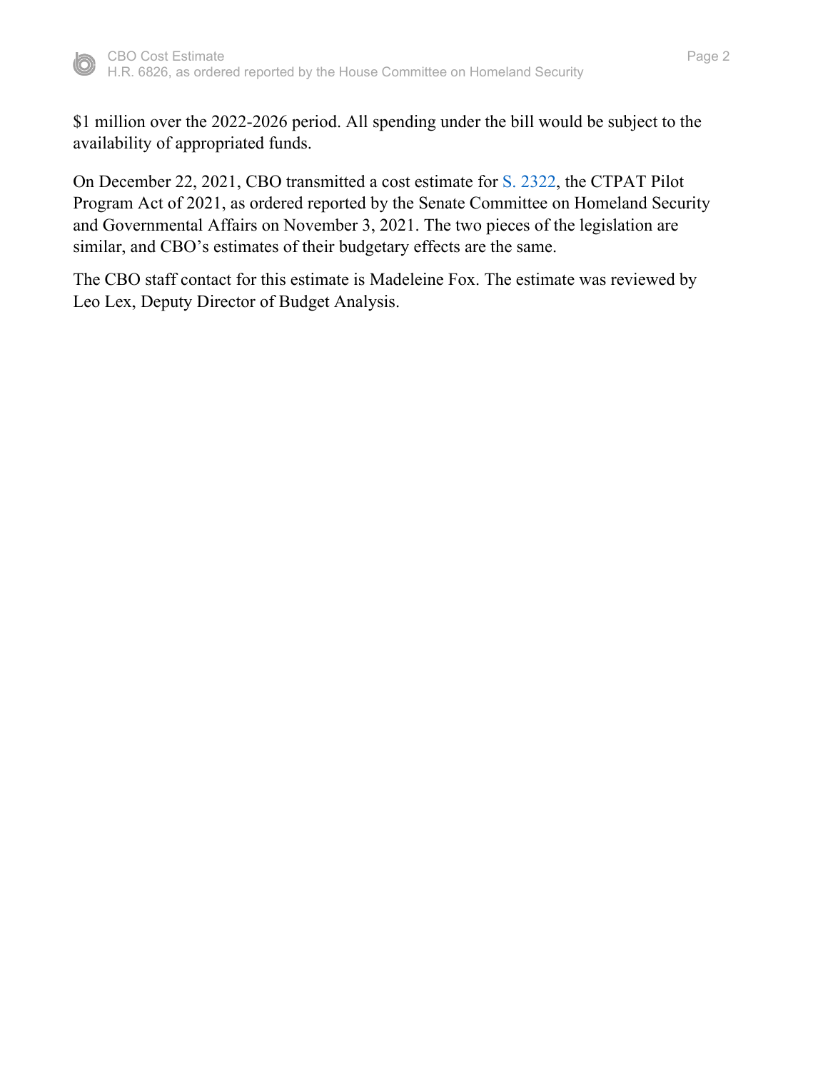$1 million over the 2022-2026 period. All spending under the bill would be subject to the availability of appropriated funds.

On December 22, 2021, CBO transmitted a cost estimate for S. 2322, the CTPAT Pilot Program Act of 2021, as ordered reported by the Senate Committee on Homeland Security and Governmental Affairs on November 3, 2021. The two pieces of the legislation are similar, and CBO's estimates of their budgetary effects are the same.

The CBO staff contact for this estimate is Madeleine Fox. The estimate was reviewed by Leo Lex, Deputy Director of Budget Analysis.